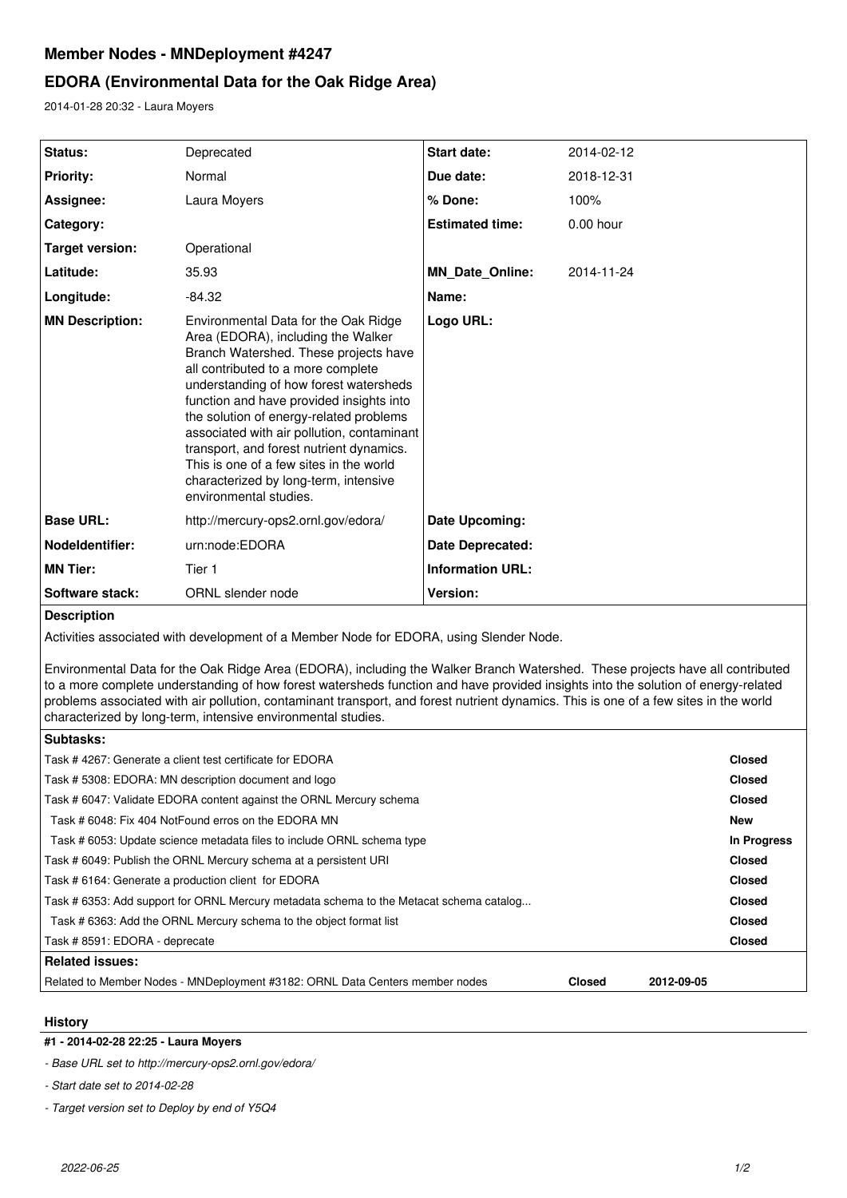# Member Nodes - MNDeployment #4247

## EDORA (Environmental Data for the Oak Ridge Area)

2014-01-28 20:32 - Laura Moyers

| | | | |
|---|---|---|---|
| **Status:** | Deprecated | **Start date:** | 2014-02-12 |
| **Priority:** | Normal | **Due date:** | 2018-12-31 |
| **Assignee:** | Laura Moyers | **% Done:** | 100% |
| **Category:** | | **Estimated time:** | 0.00 hour |
| **Target version:** | Operational | | |
| **Latitude:** | 35.93 | **MN_Date_Online:** | 2014-11-24 |
| **Longitude:** | -84.32 | **Name:** | |
| **MN Description:** | Environmental Data for the Oak Ridge Area (EDORA), including the Walker Branch Watershed. These projects have all contributed to a more complete understanding of how forest watersheds function and have provided insights into the solution of energy-related problems associated with air pollution, contaminant transport, and forest nutrient dynamics. This is one of a few sites in the world characterized by long-term, intensive environmental studies. | **Logo URL:** | |
| **Base URL:** | http://mercury-ops2.ornl.gov/edora/ | **Date Upcoming:** | |
| **NodeIdentifier:** | urn:node:EDORA | **Date Deprecated:** | |
| **MN Tier:** | Tier 1 | **Information URL:** | |
| **Software stack:** | ORNL slender node | **Version:** | |

**Description**

Activities associated with development of a Member Node for EDORA, using Slender Node.

Environmental Data for the Oak Ridge Area (EDORA), including the Walker Branch Watershed. These projects have all contributed to a more complete understanding of how forest watersheds function and have provided insights into the solution of energy-related problems associated with air pollution, contaminant transport, and forest nutrient dynamics. This is one of a few sites in the world characterized by long-term, intensive environmental studies.

**Subtasks:**

| Task | Status |
|---|---|
| Task # 4267: Generate a client test certificate for EDORA | **Closed** |
| Task # 5308: EDORA: MN description document and logo | **Closed** |
| Task # 6047: Validate EDORA content against the ORNL Mercury schema | **Closed** |
| Task # 6048: Fix 404 NotFound erros on the EDORA MN | **New** |
| Task # 6053: Update science metadata files to include ORNL schema type | **In Progress** |
| Task # 6049: Publish the ORNL Mercury schema at a persistent URI | **Closed** |
| Task # 6164: Generate a production client for EDORA | **Closed** |
| Task # 6353: Add support for ORNL Mercury metadata schema to the Metacat schema catalog... | **Closed** |
| Task # 6363: Add the ORNL Mercury schema to the object format list | **Closed** |
| Task # 8591: EDORA - deprecate | **Closed** |

**Related issues:**

| Issue | Status | Date |
|---|---|---|
| Related to Member Nodes - MNDeployment #3182: ORNL Data Centers member nodes | **Closed** | **2012-09-05** |

### History

**#1 - 2014-02-28 22:25 - Laura Moyers**

- *Base URL set to http://mercury-ops2.ornl.gov/edora/*
- *Start date set to 2014-02-28*
- *Target version set to Deploy by end of Y5Q4*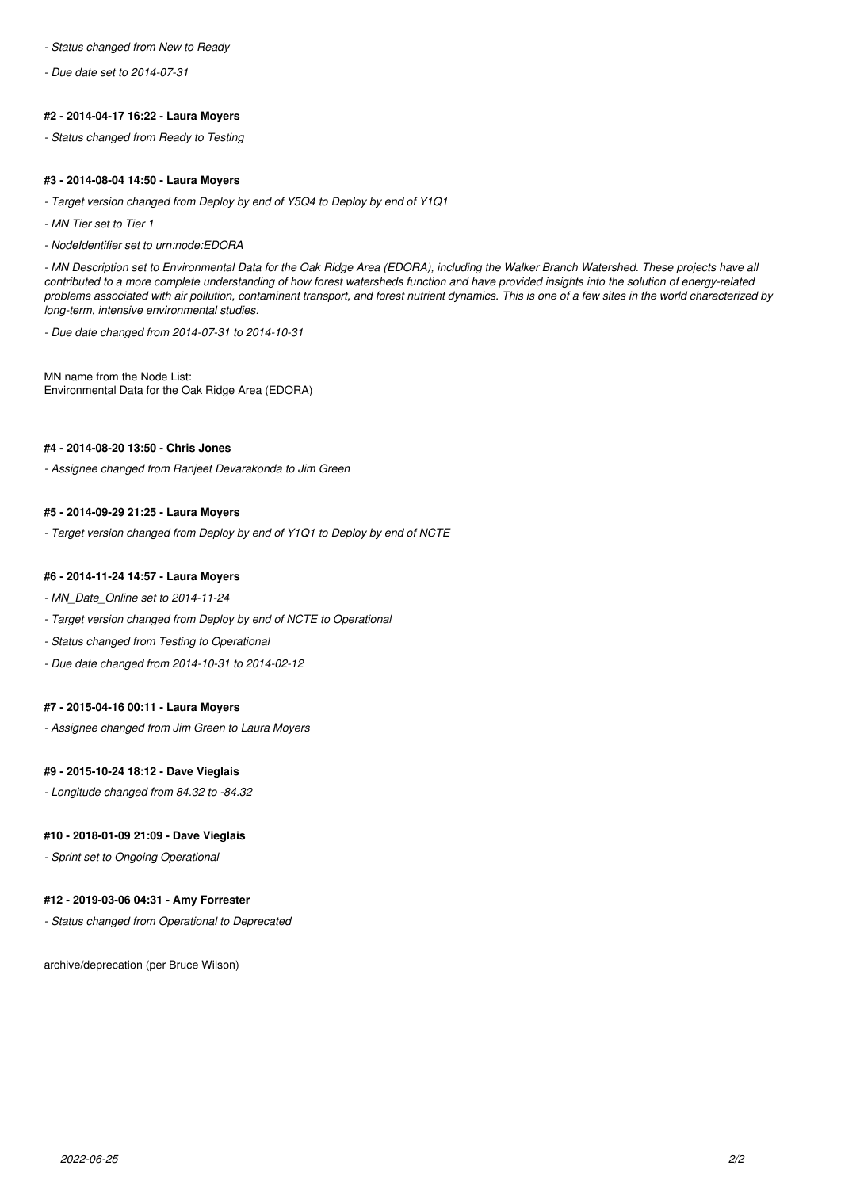*- Status changed from New to Ready*

*- Due date set to 2014-07-31*

#### #2 - 2014-04-17 16:22 - Laura Moyers

*- Status changed from Ready to Testing*

#### #3 - 2014-08-04 14:50 - Laura Moyers

*- Target version changed from Deploy by end of Y5Q4 to Deploy by end of Y1Q1*

*- MN Tier set to Tier 1*

*- NodeIdentifier set to urn:node:EDORA*

*- MN Description set to Environmental Data for the Oak Ridge Area (EDORA), including the Walker Branch Watershed. These projects have all contributed to a more complete understanding of how forest watersheds function and have provided insights into the solution of energy-related problems associated with air pollution, contaminant transport, and forest nutrient dynamics. This is one of a few sites in the world characterized by long-term, intensive environmental studies.*

*- Due date changed from 2014-07-31 to 2014-10-31*

MN name from the Node List:
Environmental Data for the Oak Ridge Area (EDORA)

#### #4 - 2014-08-20 13:50 - Chris Jones

*- Assignee changed from Ranjeet Devarakonda to Jim Green*

#### #5 - 2014-09-29 21:25 - Laura Moyers

*- Target version changed from Deploy by end of Y1Q1 to Deploy by end of NCTE*

#### #6 - 2014-11-24 14:57 - Laura Moyers

*- MN_Date_Online set to 2014-11-24*

*- Target version changed from Deploy by end of NCTE to Operational*

*- Status changed from Testing to Operational*

*- Due date changed from 2014-10-31 to 2014-02-12*

#### #7 - 2015-04-16 00:11 - Laura Moyers

*- Assignee changed from Jim Green to Laura Moyers*

#### #9 - 2015-10-24 18:12 - Dave Vieglais

*- Longitude changed from 84.32 to -84.32*

#### #10 - 2018-01-09 21:09 - Dave Vieglais

*- Sprint set to Ongoing Operational*

#### #12 - 2019-03-06 04:31 - Amy Forrester

*- Status changed from Operational to Deprecated*

archive/deprecation (per Bruce Wilson)